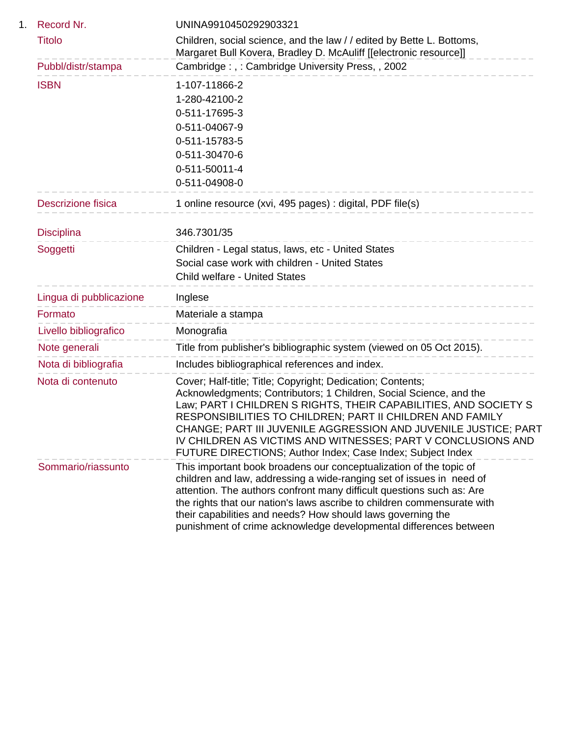1.

| | |
|---|---|
| Record Nr. | UNINA9910450292903321 |
| Titolo | Children, social science, and the law / / edited by Bette L. Bottoms, Margaret Bull Kovera, Bradley D. McAuliff [[electronic resource]] |
| Pubbl/distr/stampa | Cambridge : , : Cambridge University Press, , 2002 |
| ISBN | 1-107-11866-2<br>1-280-42100-2<br>0-511-17695-3<br>0-511-04067-9<br>0-511-15783-5<br>0-511-30470-6<br>0-511-50011-4<br>0-511-04908-0 |
| Descrizione fisica | 1 online resource (xvi, 495 pages) : digital, PDF file(s) |
| Disciplina | 346.7301/35 |
| Soggetti | Children - Legal status, laws, etc - United States<br>Social case work with children - United States<br>Child welfare - United States |
| Lingua di pubblicazione | Inglese |
| Formato | Materiale a stampa |
| Livello bibliografico | Monografia |
| Note generali | Title from publisher's bibliographic system (viewed on 05 Oct 2015). |
| Nota di bibliografia | Includes bibliographical references and index. |
| Nota di contenuto | Cover; Half-title; Title; Copyright; Dedication; Contents; Acknowledgments; Contributors; 1 Children, Social Science, and the Law; PART I CHILDREN S RIGHTS, THEIR CAPABILITIES, AND SOCIETY S RESPONSIBILITIES TO CHILDREN; PART II CHILDREN AND FAMILY CHANGE; PART III JUVENILE AGGRESSION AND JUVENILE JUSTICE; PART IV CHILDREN AS VICTIMS AND WITNESSES; PART V CONCLUSIONS AND FUTURE DIRECTIONS; Author Index; Case Index; Subject Index |
| Sommario/riassunto | This important book broadens our conceptualization of the topic of children and law, addressing a wide-ranging set of issues in need of attention. The authors confront many difficult questions such as: Are the rights that our nation's laws ascribe to children commensurate with their capabilities and needs? How should laws governing the punishment of crime acknowledge developmental differences between |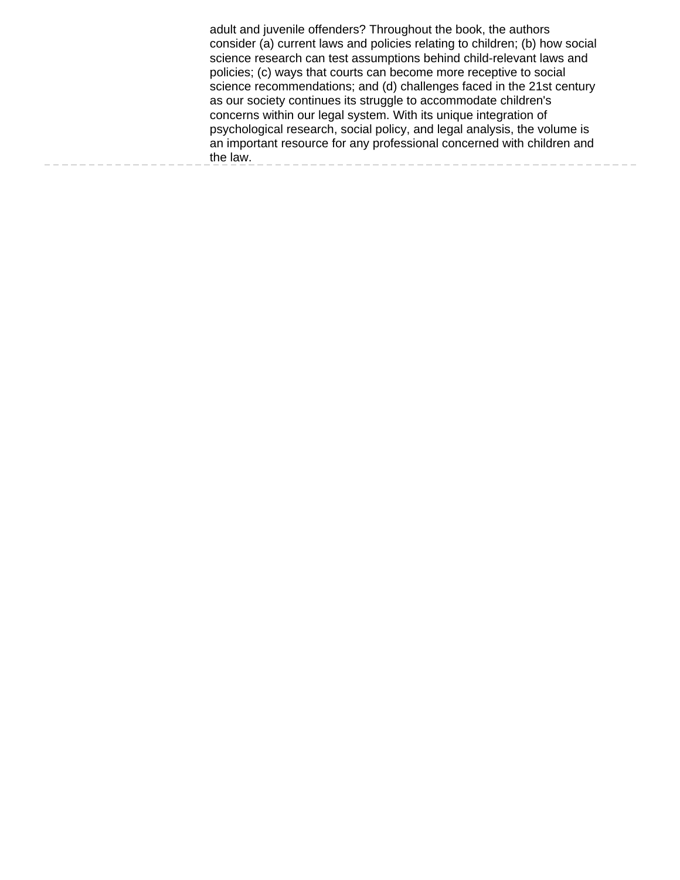adult and juvenile offenders? Throughout the book, the authors consider (a) current laws and policies relating to children; (b) how social science research can test assumptions behind child-relevant laws and policies; (c) ways that courts can become more receptive to social science recommendations; and (d) challenges faced in the 21st century as our society continues its struggle to accommodate children's concerns within our legal system. With its unique integration of psychological research, social policy, and legal analysis, the volume is an important resource for any professional concerned with children and the law.